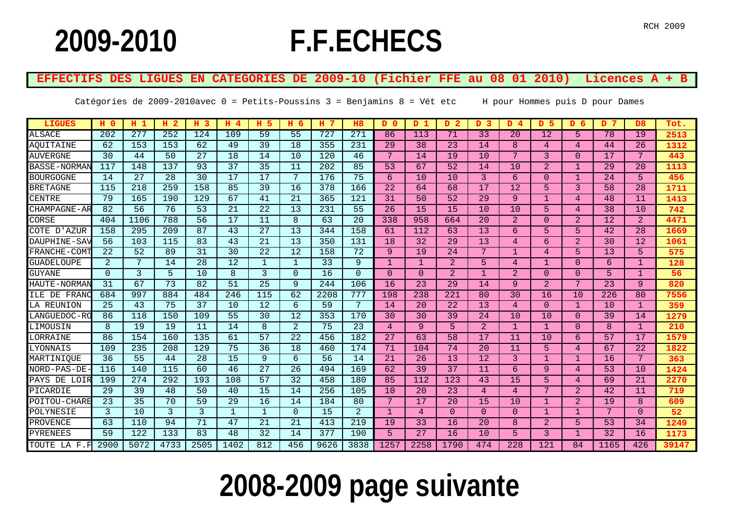# 2009-2010 F.F.ECHECS

RCH 2009

**EFFECTIFS DES LIGUES EN CATEGORIES DE 2009-10 (Fichier FFE au 08 01 2010) Licences A + B**

Catégories de 2009-2010avec 0 = Petits-Poussins 3 = Benjamins 8 = Vét etc H pour Hommes puis D pour Dames

| LIGUES | H 0 | H 1 | H 2 | H 3 | H 4 | H 5 | H 6 | H 7 | H8 | D 0 | D 1 | D 2 | D 3 | D 4 | D 5 | D 6 | D 7 | D8 | Tot. |
|---|---|---|---|---|---|---|---|---|---|---|---|---|---|---|---|---|---|---|---|
| ALSACE | 202 | 277 | 252 | 124 | 109 | 59 | 55 | 727 | 271 | 86 | 113 | 71 | 33 | 20 | 12 | 5 | 78 | 19 | 2513 |
| AQUITAINE | 62 | 153 | 153 | 62 | 49 | 39 | 18 | 355 | 231 | 29 | 38 | 23 | 14 | 8 | 4 | 4 | 44 | 26 | 1312 |
| AUVERGNE | 30 | 44 | 50 | 27 | 18 | 14 | 10 | 120 | 46 | 7 | 14 | 19 | 10 | 7 | 3 | 0 | 17 | 7 | 443 |
| BASSE-NORMAN | 117 | 148 | 137 | 93 | 37 | 35 | 11 | 202 | 85 | 53 | 67 | 52 | 14 | 10 | 2 | 1 | 29 | 20 | 1113 |
| BOURGOGNE | 14 | 27 | 28 | 30 | 17 | 17 | 7 | 176 | 75 | 6 | 10 | 10 | 3 | 6 | 0 | 1 | 24 | 5 | 456 |
| BRETAGNE | 115 | 218 | 259 | 158 | 85 | 39 | 16 | 378 | 166 | 22 | 64 | 68 | 17 | 12 | 5 | 3 | 58 | 28 | 1711 |
| CENTRE | 79 | 165 | 190 | 129 | 67 | 41 | 21 | 365 | 121 | 31 | 50 | 52 | 29 | 9 | 1 | 4 | 48 | 11 | 1413 |
| CHAMPAGNE-AR | 82 | 56 | 76 | 53 | 21 | 22 | 13 | 231 | 55 | 26 | 15 | 15 | 10 | 10 | 5 | 4 | 38 | 10 | 742 |
| CORSE | 404 | 1106 | 788 | 56 | 17 | 11 | 8 | 63 | 20 | 338 | 958 | 664 | 20 | 2 | 0 | 2 | 12 | 2 | 4471 |
| COTE D'AZUR | 158 | 295 | 209 | 87 | 43 | 27 | 13 | 344 | 158 | 61 | 112 | 63 | 13 | 6 | 5 | 5 | 42 | 28 | 1669 |
| DAUPHINE-SAV | 56 | 103 | 115 | 83 | 43 | 21 | 13 | 350 | 131 | 18 | 32 | 29 | 13 | 4 | 6 | 2 | 30 | 12 | 1061 |
| FRANCHE-COMT | 22 | 52 | 89 | 31 | 30 | 22 | 12 | 158 | 72 | 9 | 19 | 24 | 7 | 1 | 4 | 5 | 13 | 5 | 575 |
| GUADELOUPE | 2 | 7 | 14 | 28 | 12 | 1 | 1 | 33 | 9 | 1 | 1 | 2 | 5 | 4 | 1 | 0 | 6 | 1 | 128 |
| GUYANE | 0 | 3 | 5 | 10 | 8 | 3 | 0 | 16 | 0 | 0 | 0 | 2 | 1 | 2 | 0 | 0 | 5 | 1 | 56 |
| HAUTE-NORMAN | 31 | 67 | 73 | 82 | 51 | 25 | 9 | 244 | 106 | 16 | 23 | 29 | 14 | 9 | 2 | 7 | 23 | 9 | 820 |
| ILE DE FRANC | 684 | 997 | 884 | 484 | 246 | 115 | 62 | 2208 | 777 | 198 | 238 | 221 | 80 | 30 | 16 | 10 | 226 | 80 | 7556 |
| LA REUNION | 25 | 43 | 75 | 37 | 10 | 12 | 6 | 59 | 7 | 14 | 20 | 22 | 13 | 4 | 0 | 1 | 10 | 1 | 359 |
| LANGUEDOC-RO | 86 | 118 | 150 | 109 | 55 | 30 | 12 | 353 | 170 | 30 | 30 | 39 | 24 | 10 | 10 | 0 | 39 | 14 | 1279 |
| LIMOUSIN | 8 | 19 | 19 | 11 | 14 | 8 | 2 | 75 | 23 | 4 | 9 | 5 | 2 | 1 | 1 | 0 | 8 | 1 | 210 |
| LORRAINE | 86 | 154 | 160 | 135 | 61 | 57 | 22 | 456 | 182 | 27 | 63 | 58 | 17 | 11 | 10 | 6 | 57 | 17 | 1579 |
| LYONNAIS | 109 | 235 | 208 | 129 | 75 | 36 | 18 | 460 | 174 | 71 | 104 | 74 | 20 | 11 | 5 | 4 | 67 | 22 | 1822 |
| MARTINIQUE | 36 | 55 | 44 | 28 | 15 | 9 | 6 | 56 | 14 | 21 | 26 | 13 | 12 | 3 | 1 | 1 | 16 | 7 | 363 |
| NORD-PAS-DE- | 116 | 140 | 115 | 60 | 46 | 27 | 26 | 494 | 169 | 62 | 39 | 37 | 11 | 6 | 9 | 4 | 53 | 10 | 1424 |
| PAYS DE LOIR | 199 | 274 | 292 | 193 | 108 | 57 | 32 | 458 | 180 | 85 | 112 | 123 | 43 | 15 | 5 | 4 | 69 | 21 | 2270 |
| PICARDIE | 29 | 39 | 48 | 50 | 40 | 15 | 14 | 256 | 105 | 10 | 20 | 23 | 4 | 4 | 7 | 2 | 42 | 11 | 719 |
| POITOU-CHARE | 23 | 35 | 70 | 59 | 29 | 16 | 14 | 184 | 80 | 7 | 17 | 20 | 15 | 10 | 1 | 2 | 19 | 8 | 609 |
| POLYNESIE | 3 | 10 | 3 | 3 | 1 | 1 | 0 | 15 | 2 | 1 | 4 | 0 | 0 | 0 | 1 | 1 | 7 | 0 | 52 |
| PROVENCE | 63 | 110 | 94 | 71 | 47 | 21 | 21 | 413 | 219 | 19 | 33 | 16 | 20 | 8 | 2 | 5 | 53 | 34 | 1249 |
| PYRENEES | 59 | 122 | 133 | 83 | 48 | 32 | 14 | 377 | 190 | 5 | 27 | 16 | 10 | 5 | 3 | 1 | 32 | 16 | 1173 |
| TOUTE LA F.F | 2900 | 5072 | 4733 | 2505 | 1402 | 812 | 456 | 9626 | 3838 | 1257 | 2258 | 1790 | 474 | 228 | 121 | 84 | 1165 | 426 | 39147 |

# 2008-2009 page suivante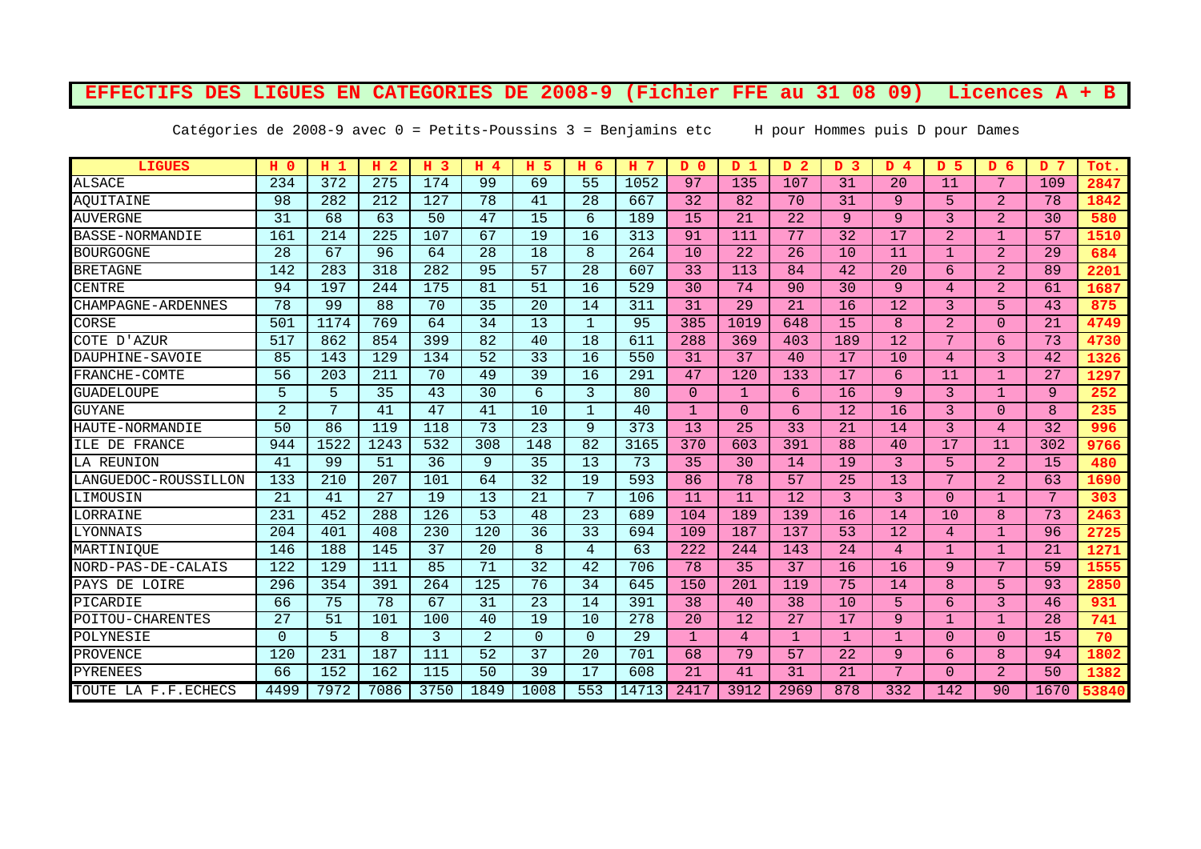# EFFECTIFS DES LIGUES EN CATEGORIES DE 2008-9 (Fichier FFE au 31 08 09) Licences A + B

Catégories de 2008-9 avec 0 = Petits-Poussins 3 = Benjamins etc H pour Hommes puis D pour Dames

| LIGUES | H 0 | H 1 | H 2 | H 3 | H 4 | H 5 | H 6 | H 7 | D 0 | D 1 | D 2 | D 3 | D 4 | D 5 | D 6 | D 7 | Tot. |
|---|---|---|---|---|---|---|---|---|---|---|---|---|---|---|---|---|---|
| ALSACE | 234 | 372 | 275 | 174 | 99 | 69 | 55 | 1052 | 97 | 135 | 107 | 31 | 20 | 11 | 7 | 109 | **2847** |
| AQUITAINE | 98 | 282 | 212 | 127 | 78 | 41 | 28 | 667 | 32 | 82 | 70 | 31 | 9 | 5 | 2 | 78 | **1842** |
| AUVERGNE | 31 | 68 | 63 | 50 | 47 | 15 | 6 | 189 | 15 | 21 | 22 | 9 | 9 | 3 | 2 | 30 | **580** |
| BASSE-NORMANDIE | 161 | 214 | 225 | 107 | 67 | 19 | 16 | 313 | 91 | 111 | 77 | 32 | 17 | 2 | 1 | 57 | **1510** |
| BOURGOGNE | 28 | 67 | 96 | 64 | 28 | 18 | 8 | 264 | 10 | 22 | 26 | 10 | 11 | 1 | 2 | 29 | **684** |
| BRETAGNE | 142 | 283 | 318 | 282 | 95 | 57 | 28 | 607 | 33 | 113 | 84 | 42 | 20 | 6 | 2 | 89 | **2201** |
| CENTRE | 94 | 197 | 244 | 175 | 81 | 51 | 16 | 529 | 30 | 74 | 90 | 30 | 9 | 4 | 2 | 61 | **1687** |
| CHAMPAGNE-ARDENNES | 78 | 99 | 88 | 70 | 35 | 20 | 14 | 311 | 31 | 29 | 21 | 16 | 12 | 3 | 5 | 43 | **875** |
| CORSE | 501 | 1174 | 769 | 64 | 34 | 13 | 1 | 95 | 385 | 1019 | 648 | 15 | 8 | 2 | 0 | 21 | **4749** |
| COTE D'AZUR | 517 | 862 | 854 | 399 | 82 | 40 | 18 | 611 | 288 | 369 | 403 | 189 | 12 | 7 | 6 | 73 | **4730** |
| DAUPHINE-SAVOIE | 85 | 143 | 129 | 134 | 52 | 33 | 16 | 550 | 31 | 37 | 40 | 17 | 10 | 4 | 3 | 42 | **1326** |
| FRANCHE-COMTE | 56 | 203 | 211 | 70 | 49 | 39 | 16 | 291 | 47 | 120 | 133 | 17 | 6 | 11 | 1 | 27 | **1297** |
| GUADELOUPE | 5 | 5 | 35 | 43 | 30 | 6 | 3 | 80 | 0 | 1 | 6 | 16 | 9 | 3 | 1 | 9 | **252** |
| GUYANE | 2 | 7 | 41 | 47 | 41 | 10 | 1 | 40 | 1 | 0 | 6 | 12 | 16 | 3 | 0 | 8 | **235** |
| HAUTE-NORMANDIE | 50 | 86 | 119 | 118 | 73 | 23 | 9 | 373 | 13 | 25 | 33 | 21 | 14 | 3 | 4 | 32 | **996** |
| ILE DE FRANCE | 944 | 1522 | 1243 | 532 | 308 | 148 | 82 | 3165 | 370 | 603 | 391 | 88 | 40 | 17 | 11 | 302 | **9766** |
| LA REUNION | 41 | 99 | 51 | 36 | 9 | 35 | 13 | 73 | 35 | 30 | 14 | 19 | 3 | 5 | 2 | 15 | **480** |
| LANGUEDOC-ROUSSILLON | 133 | 210 | 207 | 101 | 64 | 32 | 19 | 593 | 86 | 78 | 57 | 25 | 13 | 7 | 2 | 63 | **1690** |
| LIMOUSIN | 21 | 41 | 27 | 19 | 13 | 21 | 7 | 106 | 11 | 11 | 12 | 3 | 3 | 0 | 1 | 7 | **303** |
| LORRAINE | 231 | 452 | 288 | 126 | 53 | 48 | 23 | 689 | 104 | 189 | 139 | 16 | 14 | 10 | 8 | 73 | **2463** |
| LYONNAIS | 204 | 401 | 408 | 230 | 120 | 36 | 33 | 694 | 109 | 187 | 137 | 53 | 12 | 4 | 1 | 96 | **2725** |
| MARTINIQUE | 146 | 188 | 145 | 37 | 20 | 8 | 4 | 63 | 222 | 244 | 143 | 24 | 4 | 1 | 1 | 21 | **1271** |
| NORD-PAS-DE-CALAIS | 122 | 129 | 111 | 85 | 71 | 32 | 42 | 706 | 78 | 35 | 37 | 16 | 16 | 9 | 7 | 59 | **1555** |
| PAYS DE LOIRE | 296 | 354 | 391 | 264 | 125 | 76 | 34 | 645 | 150 | 201 | 119 | 75 | 14 | 8 | 5 | 93 | **2850** |
| PICARDIE | 66 | 75 | 78 | 67 | 31 | 23 | 14 | 391 | 38 | 40 | 38 | 10 | 5 | 6 | 3 | 46 | **931** |
| POITOU-CHARENTES | 27 | 51 | 101 | 100 | 40 | 19 | 10 | 278 | 20 | 12 | 27 | 17 | 9 | 1 | 1 | 28 | **741** |
| POLYNESIE | 0 | 5 | 8 | 3 | 2 | 0 | 0 | 29 | 1 | 4 | 1 | 1 | 1 | 0 | 0 | 15 | **70** |
| PROVENCE | 120 | 231 | 187 | 111 | 52 | 37 | 20 | 701 | 68 | 79 | 57 | 22 | 9 | 6 | 8 | 94 | **1802** |
| PYRENEES | 66 | 152 | 162 | 115 | 50 | 39 | 17 | 608 | 21 | 41 | 31 | 21 | 7 | 0 | 2 | 50 | **1382** |
| TOUTE LA F.F.ECHECS | 4499 | 7972 | 7086 | 3750 | 1849 | 1008 | 553 | 14713 | 2417 | 3912 | 2969 | 878 | 332 | 142 | 90 | 1670 | **53840** |